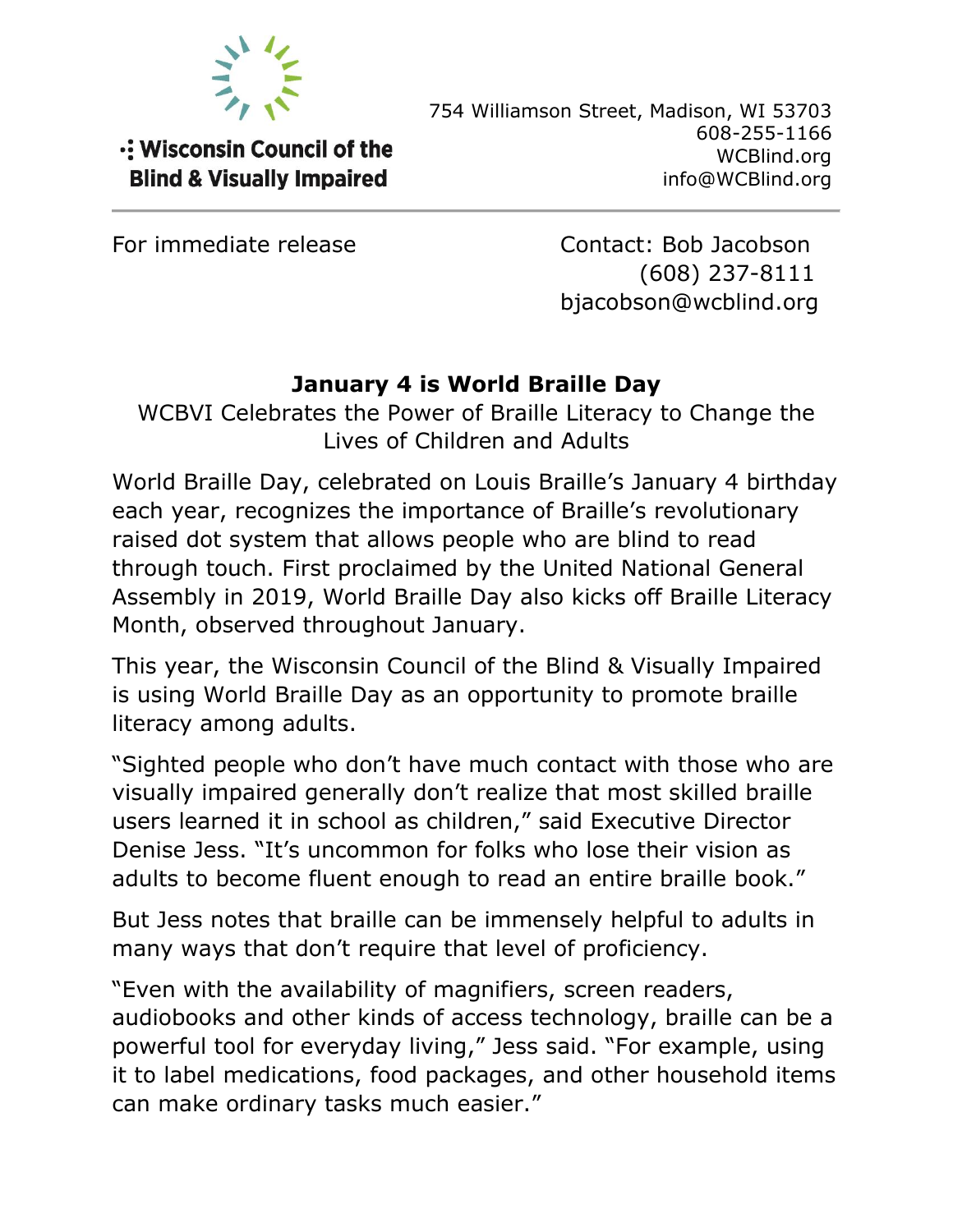**Wisconsin Council of the Blind & Visually Impaired**

754 Williamson Street, Madison, WI 53703
608-255-1166
WCBlind.org
info@WCBlind.org

---

For immediate release

Contact: Bob Jacobson
(608) 237-8111
bjacobson@wcblind.org

## January 4 is World Braille Day

WCBVI Celebrates the Power of Braille Literacy to Change the Lives of Children and Adults

World Braille Day, celebrated on Louis Braille's January 4 birthday each year, recognizes the importance of Braille's revolutionary raised dot system that allows people who are blind to read through touch. First proclaimed by the United National General Assembly in 2019, World Braille Day also kicks off Braille Literacy Month, observed throughout January.

This year, the Wisconsin Council of the Blind & Visually Impaired is using World Braille Day as an opportunity to promote braille literacy among adults.

"Sighted people who don't have much contact with those who are visually impaired generally don't realize that most skilled braille users learned it in school as children," said Executive Director Denise Jess. "It's uncommon for folks who lose their vision as adults to become fluent enough to read an entire braille book."

But Jess notes that braille can be immensely helpful to adults in many ways that don't require that level of proficiency.

"Even with the availability of magnifiers, screen readers, audiobooks and other kinds of access technology, braille can be a powerful tool for everyday living," Jess said. "For example, using it to label medications, food packages, and other household items can make ordinary tasks much easier."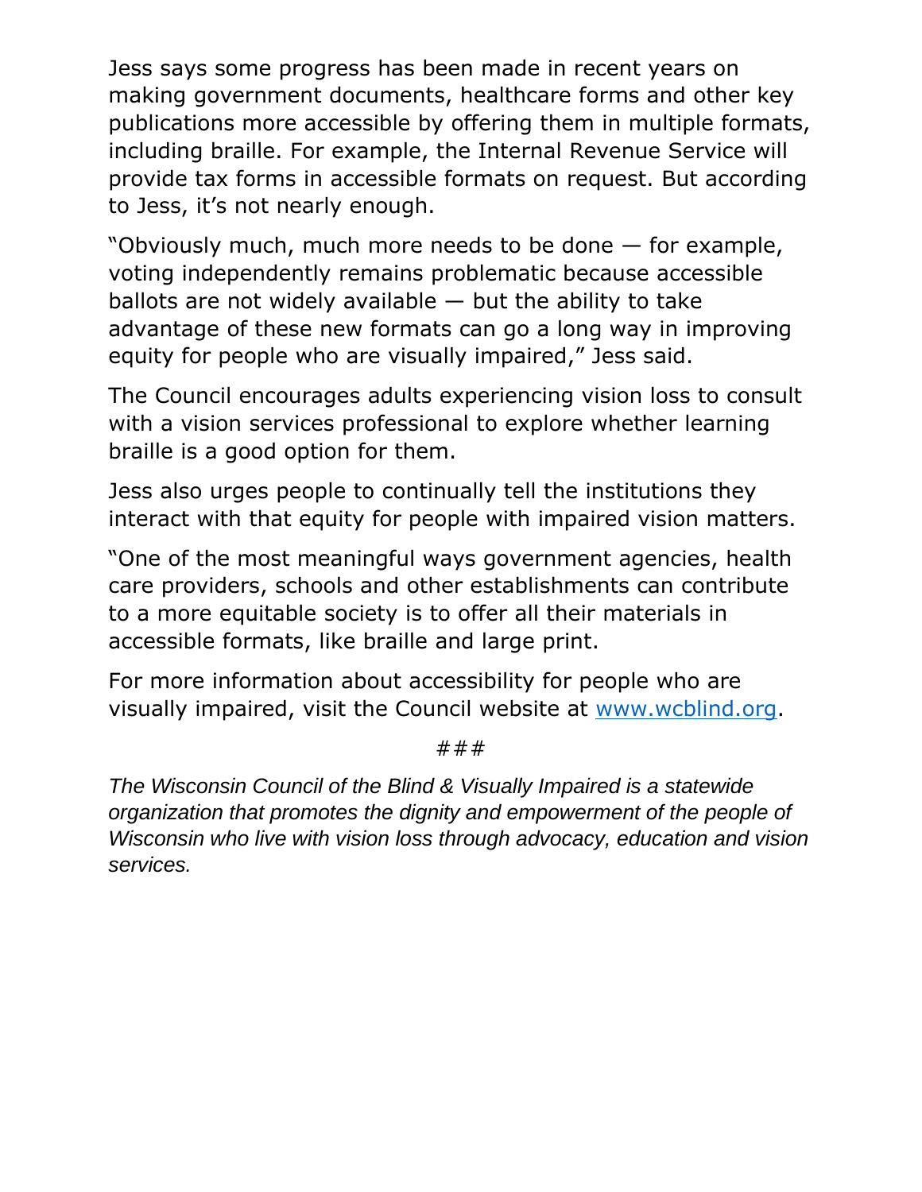Jess says some progress has been made in recent years on making government documents, healthcare forms and other key publications more accessible by offering them in multiple formats, including braille. For example, the Internal Revenue Service will provide tax forms in accessible formats on request. But according to Jess, it's not nearly enough.

"Obviously much, much more needs to be done — for example, voting independently remains problematic because accessible ballots are not widely available — but the ability to take advantage of these new formats can go a long way in improving equity for people who are visually impaired," Jess said.

The Council encourages adults experiencing vision loss to consult with a vision services professional to explore whether learning braille is a good option for them.

Jess also urges people to continually tell the institutions they interact with that equity for people with impaired vision matters.

"One of the most meaningful ways government agencies, health care providers, schools and other establishments can contribute to a more equitable society is to offer all their materials in accessible formats, like braille and large print.

For more information about accessibility for people who are visually impaired, visit the Council website at [www.wcblind.org](http://www.wcblind.org).

###

*The Wisconsin Council of the Blind & Visually Impaired is a statewide organization that promotes the dignity and empowerment of the people of Wisconsin who live with vision loss through advocacy, education and vision services.*